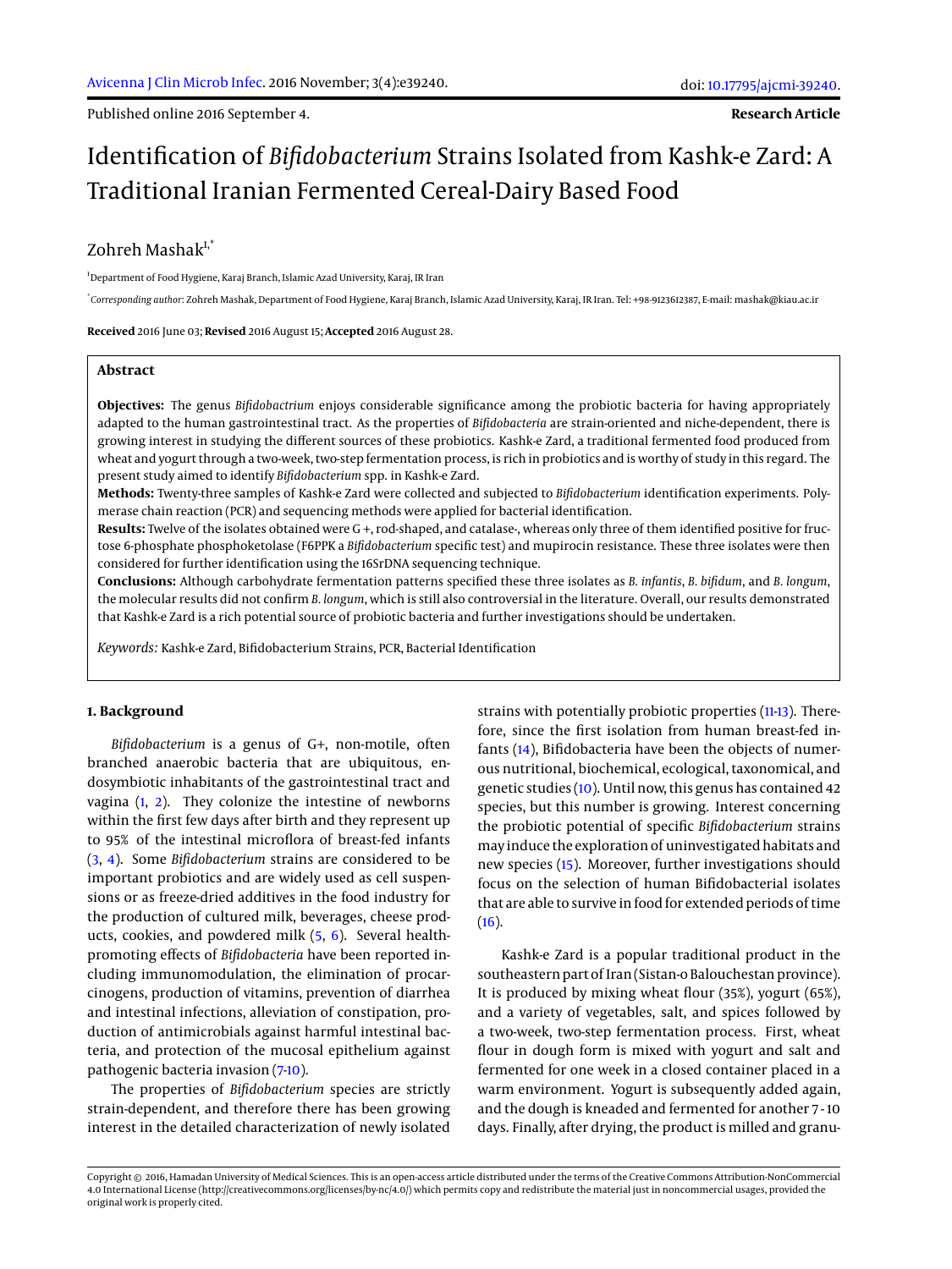Published online 2016 September 4.

**Research Article**

# Identification of *Bifidobacterium* Strains Isolated from Kashk-e Zard: A Traditional Iranian Fermented Cereal-Dairy Based Food

Zohreh Mashak[1,*]

[1]Department of Food Hygiene, Karaj Branch, Islamic Azad University, Karaj, IR Iran

[*]*Corresponding author*: Zohreh Mashak, Department of Food Hygiene, Karaj Branch, Islamic Azad University, Karaj, IR Iran. Tel: +98-9123612387, E-mail: mashak@kiau.ac.ir

**Received** 2016 June 03; **Revised** 2016 August 15; **Accepted** 2016 August 28.

## Abstract

**Objectives:** The genus *Bifidobactrium* enjoys considerable significance among the probiotic bacteria for having appropriately adapted to the human gastrointestinal tract. As the properties of *Bifidobacteria* are strain-oriented and niche-dependent, there is growing interest in studying the different sources of these probiotics. Kashk-e Zard, a traditional fermented food produced from wheat and yogurt through a two-week, two-step fermentation process, is rich in probiotics and is worthy of study in this regard. The present study aimed to identify *Bifidobacterium* spp. in Kashk-e Zard.

**Methods:** Twenty-three samples of Kashk-e Zard were collected and subjected to *Bifidobacterium* identification experiments. Polymerase chain reaction (PCR) and sequencing methods were applied for bacterial identification.

**Results:** Twelve of the isolates obtained were G +, rod-shaped, and catalase-, whereas only three of them identified positive for fructose 6-phosphate phosphoketolase (F6PPK a *Bifidobacterium* specific test) and mupirocin resistance. These three isolates were then considered for further identification using the 16SrDNA sequencing technique.

**Conclusions:** Although carbohydrate fermentation patterns specified these three isolates as *B. infantis*, *B. bifidum*, and *B. longum*, the molecular results did not confirm *B. longum*, which is still also controversial in the literature. Overall, our results demonstrated that Kashk-e Zard is a rich potential source of probiotic bacteria and further investigations should be undertaken.

*Keywords:* Kashk-e Zard, Bifidobacterium Strains, PCR, Bacterial Identification

## 1. Background

*Bifidobacterium* is a genus of G+, non-motile, often branched anaerobic bacteria that are ubiquitous, endosymbiotic inhabitants of the gastrointestinal tract and vagina (1, 2). They colonize the intestine of newborns within the first few days after birth and they represent up to 95% of the intestinal microflora of breast-fed infants (3, 4). Some *Bifidobacterium* strains are considered to be important probiotics and are widely used as cell suspensions or as freeze-dried additives in the food industry for the production of cultured milk, beverages, cheese products, cookies, and powdered milk (5, 6). Several health-promoting effects of *Bifidobacteria* have been reported including immunomodulation, the elimination of procarcinogens, production of vitamins, prevention of diarrhea and intestinal infections, alleviation of constipation, production of antimicrobials against harmful intestinal bacteria, and protection of the mucosal epithelium against pathogenic bacteria invasion (7-10).

The properties of *Bifidobacterium* species are strictly strain-dependent, and therefore there has been growing interest in the detailed characterization of newly isolated strains with potentially probiotic properties (11-13). Therefore, since the first isolation from human breast-fed infants (14), Bifidobacteria have been the objects of numerous nutritional, biochemical, ecological, taxonomical, and genetic studies (10). Until now, this genus has contained 42 species, but this number is growing. Interest concerning the probiotic potential of specific *Bifidobacterium* strains may induce the exploration of uninvestigated habitats and new species (15). Moreover, further investigations should focus on the selection of human Bifidobacterial isolates that are able to survive in food for extended periods of time (16).

Kashk-e Zard is a popular traditional product in the southeastern part of Iran (Sistan-o Balouchestan province). It is produced by mixing wheat flour (35%), yogurt (65%), and a variety of vegetables, salt, and spices followed by a two-week, two-step fermentation process. First, wheat flour in dough form is mixed with yogurt and salt and fermented for one week in a closed container placed in a warm environment. Yogurt is subsequently added again, and the dough is kneaded and fermented for another 7 - 10 days. Finally, after drying, the product is milled and granu-

Copyright © 2016, Hamadan University of Medical Sciences. This is an open-access article distributed under the terms of the Creative Commons Attribution-NonCommercial 4.0 International License (http://creativecommons.org/licenses/by-nc/4.0/) which permits copy and redistribute the material just in noncommercial usages, provided the original work is properly cited.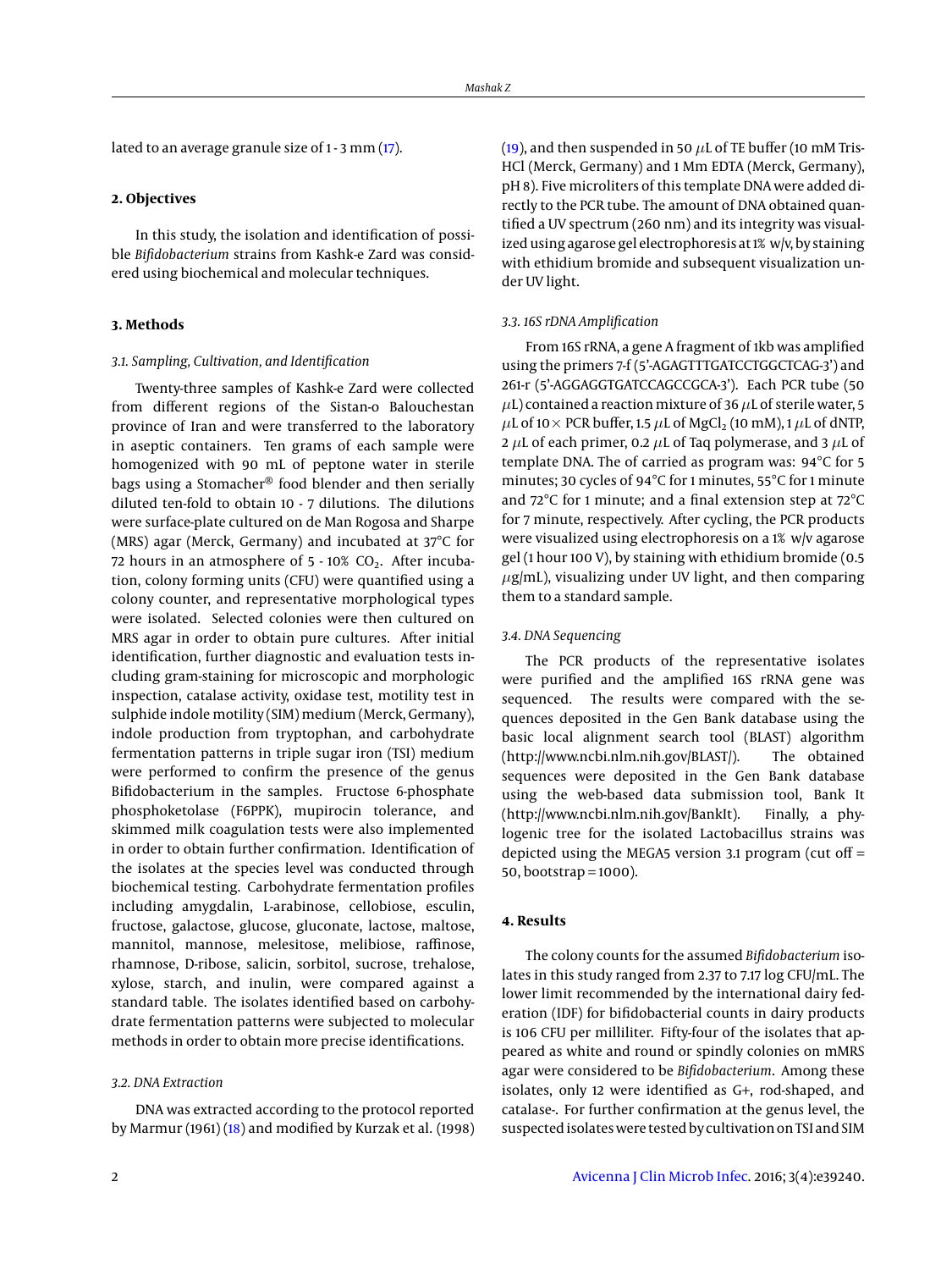lated to an average granule size of 1 - 3 mm (17).

## 2. Objectives

In this study, the isolation and identification of possible *Bifidobacterium* strains from Kashk-e Zard was considered using biochemical and molecular techniques.

## 3. Methods

### 3.1. Sampling, Cultivation, and Identification

Twenty-three samples of Kashk-e Zard were collected from different regions of the Sistan-o Balouchestan province of Iran and were transferred to the laboratory in aseptic containers. Ten grams of each sample were homogenized with 90 mL of peptone water in sterile bags using a Stomacher® food blender and then serially diluted ten-fold to obtain 10 - 7 dilutions. The dilutions were surface-plate cultured on de Man Rogosa and Sharpe (MRS) agar (Merck, Germany) and incubated at 37°C for 72 hours in an atmosphere of 5 - 10% $CO_2$. After incubation, colony forming units (CFU) were quantified using a colony counter, and representative morphological types were isolated. Selected colonies were then cultured on MRS agar in order to obtain pure cultures. After initial identification, further diagnostic and evaluation tests including gram-staining for microscopic and morphologic inspection, catalase activity, oxidase test, motility test in sulphide indole motility (SIM) medium (Merck, Germany), indole production from tryptophan, and carbohydrate fermentation patterns in triple sugar iron (TSI) medium were performed to confirm the presence of the genus Bifidobacterium in the samples. Fructose 6-phosphate phosphoketolase (F6PPK), mupirocin tolerance, and skimmed milk coagulation tests were also implemented in order to obtain further confirmation. Identification of the isolates at the species level was conducted through biochemical testing. Carbohydrate fermentation profiles including amygdalin, L-arabinose, cellobiose, esculin, fructose, galactose, glucose, gluconate, lactose, maltose, mannitol, mannose, melesitose, melibiose, raffinose, rhamnose, D-ribose, salicin, sorbitol, sucrose, trehalose, xylose, starch, and inulin, were compared against a standard table. The isolates identified based on carbohydrate fermentation patterns were subjected to molecular methods in order to obtain more precise identifications.

### 3.2. DNA Extraction

DNA was extracted according to the protocol reported by Marmur (1961) (18) and modified by Kurzak et al. (1998) (19), and then suspended in 50 $\mu$L of TE buffer (10 mM Tris-HCl (Merck, Germany) and 1 Mm EDTA (Merck, Germany), pH 8). Five microliters of this template DNA were added directly to the PCR tube. The amount of DNA obtained quantified a UV spectrum (260 nm) and its integrity was visualized using agarose gel electrophoresis at 1% w/v, by staining with ethidium bromide and subsequent visualization under UV light.

### 3.3. 16S rDNA Amplification

From 16S rRNA, a gene A fragment of 1kb was amplified using the primers 7-f (5'-AGAGTTTGATCCTGGCTCAG-3') and 261-r (5'-AGGAGGTGATCCAGCCGCA-3'). Each PCR tube (50 $\mu$L) contained a reaction mixture of 36 $\mu$L of sterile water, 5 $\mu$L of 10× PCR buffer, 1.5 $\mu$L of $MgCl_2$ (10 mM), 1 $\mu$L of dNTP, 2 $\mu$L of each primer, 0.2 $\mu$L of Taq polymerase, and 3 $\mu$L of template DNA. The of carried as program was: 94°C for 5 minutes; 30 cycles of 94°C for 1 minutes, 55°C for 1 minute and 72°C for 1 minute; and a final extension step at 72°C for 7 minute, respectively. After cycling, the PCR products were visualized using electrophoresis on a 1% w/v agarose gel (1 hour 100 V), by staining with ethidium bromide (0.5 $\mu$g/mL), visualizing under UV light, and then comparing them to a standard sample.

### 3.4. DNA Sequencing

The PCR products of the representative isolates were purified and the amplified 16S rRNA gene was sequenced. The results were compared with the sequences deposited in the Gen Bank database using the basic local alignment search tool (BLAST) algorithm (http://www.ncbi.nlm.nih.gov/BLAST/). The obtained sequences were deposited in the Gen Bank database using the web-based data submission tool, Bank It (http://www.ncbi.nlm.nih.gov/BankIt). Finally, a phylogenic tree for the isolated Lactobacillus strains was depicted using the MEGA5 version 3.1 program (cut off = 50, bootstrap = 1000).

## 4. Results

The colony counts for the assumed *Bifidobacterium* isolates in this study ranged from 2.37 to 7.17 log CFU/mL. The lower limit recommended by the international dairy federation (IDF) for bifidobacterial counts in dairy products is 106 CFU per milliliter. Fifty-four of the isolates that appeared as white and round or spindly colonies on mMRS agar were considered to be *Bifidobacterium*. Among these isolates, only 12 were identified as G+, rod-shaped, and catalase-. For further confirmation at the genus level, the suspected isolates were tested by cultivation on TSI and SIM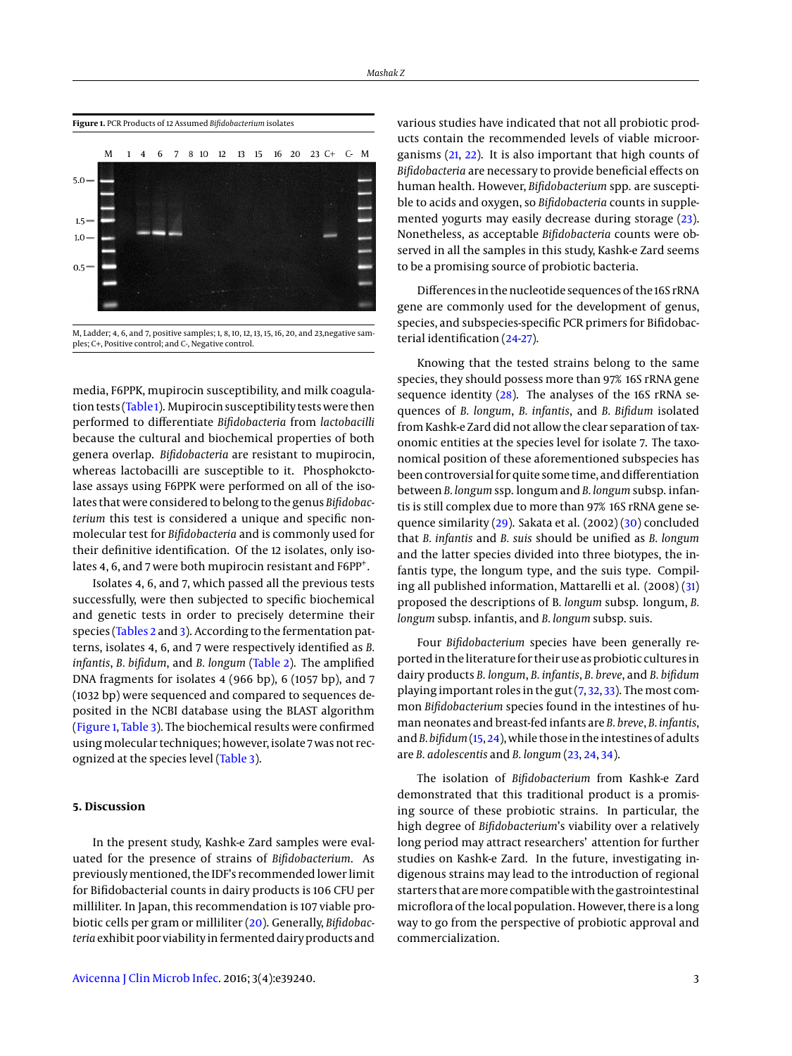**Figure 1.** PCR Products of 12 Assumed *Bifidobacterium* isolates

M, Ladder; 4, 6, and 7, positive samples; 1, 8, 10, 12, 13, 15, 16, 20, and 23,negative samples; C+, Positive control; and C-, Negative control.

media, F6PPK, mupirocin susceptibility, and milk coagulation tests (Table 1). Mupirocin susceptibility tests were then performed to differentiate *Bifidobacteria* from *lactobacilli* because the cultural and biochemical properties of both genera overlap. *Bifidobacteria* are resistant to mupirocin, whereas lactobacilli are susceptible to it. Phosphokctolase assays using F6PPK were performed on all of the isolates that were considered to belong to the genus *Bifidobacterium* this test is considered a unique and specific non-molecular test for *Bifidobacteria* and is commonly used for their definitive identification. Of the 12 isolates, only isolates 4, 6, and 7 were both mupirocin resistant and F6PP$^{+}$.

Isolates 4, 6, and 7, which passed all the previous tests successfully, were then subjected to specific biochemical and genetic tests in order to precisely determine their species (Tables 2 and 3). According to the fermentation patterns, isolates 4, 6, and 7 were respectively identified as *B. infantis*, *B. bifidum*, and *B. longum* (Table 2). The amplified DNA fragments for isolates 4 (966 bp), 6 (1057 bp), and 7 (1032 bp) were sequenced and compared to sequences deposited in the NCBI database using the BLAST algorithm (Figure 1, Table 3). The biochemical results were confirmed using molecular techniques; however, isolate 7 was not recognized at the species level (Table 3).

## 5. Discussion

In the present study, Kashk-e Zard samples were evaluated for the presence of strains of *Bifidobacterium*. As previously mentioned, the IDF's recommended lower limit for Bifidobacterial counts in dairy products is 106 CFU per milliliter. In Japan, this recommendation is 107 viable probiotic cells per gram or milliliter (20). Generally, *Bifidobacteria* exhibit poor viability in fermented dairy products and various studies have indicated that not all probiotic products contain the recommended levels of viable microorganisms (21, 22). It is also important that high counts of *Bifidobacteria* are necessary to provide beneficial effects on human health. However, *Bifidobacterium* spp. are susceptible to acids and oxygen, so *Bifidobacteria* counts in supplemented yogurts may easily decrease during storage (23). Nonetheless, as acceptable *Bifidobacteria* counts were observed in all the samples in this study, Kashk-e Zard seems to be a promising source of probiotic bacteria.

Differences in the nucleotide sequences of the 16S rRNA gene are commonly used for the development of genus, species, and subspecies-specific PCR primers for Bifidobacterial identification (24-27).

Knowing that the tested strains belong to the same species, they should possess more than 97% 16S rRNA gene sequence identity (28). The analyses of the 16S rRNA sequences of *B. longum*, *B. infantis*, and *B. Bifidum* isolated from Kashk-e Zard did not allow the clear separation of taxonomic entities at the species level for isolate 7. The taxonomical position of these aforementioned subspecies has been controversial for quite some time, and differentiation between *B. longum* ssp. longum and *B. longum* subsp. infantis is still complex due to more than 97% 16S rRNA gene sequence similarity (29). Sakata et al. (2002) (30) concluded that *B. infantis* and *B. suis* should be unified as *B. longum* and the latter species divided into three biotypes, the infantis type, the longum type, and the suis type. Compiling all published information, Mattarelli et al. (2008) (31) proposed the descriptions of B. *longum* subsp. longum, *B. longum* subsp. infantis, and *B. longum* subsp. suis.

Four *Bifidobacterium* species have been generally reported in the literature for their use as probiotic cultures in dairy products *B. longum*, *B. infantis*, *B. breve*, and *B. bifidum* playing important roles in the gut (7, 32, 33). The most common *Bifidobacterium* species found in the intestines of human neonates and breast-fed infants are *B. breve*, *B. infantis*, and *B. bifidum* (15, 24), while those in the intestines of adults are *B. adolescentis* and *B. longum* (23, 24, 34).

The isolation of *Bifidobacterium* from Kashk-e Zard demonstrated that this traditional product is a promising source of these probiotic strains. In particular, the high degree of *Bifidobacterium*'s viability over a relatively long period may attract researchers' attention for further studies on Kashk-e Zard. In the future, investigating indigenous strains may lead to the introduction of regional starters that are more compatible with the gastrointestinal microflora of the local population. However, there is a long way to go from the perspective of probiotic approval and commercialization.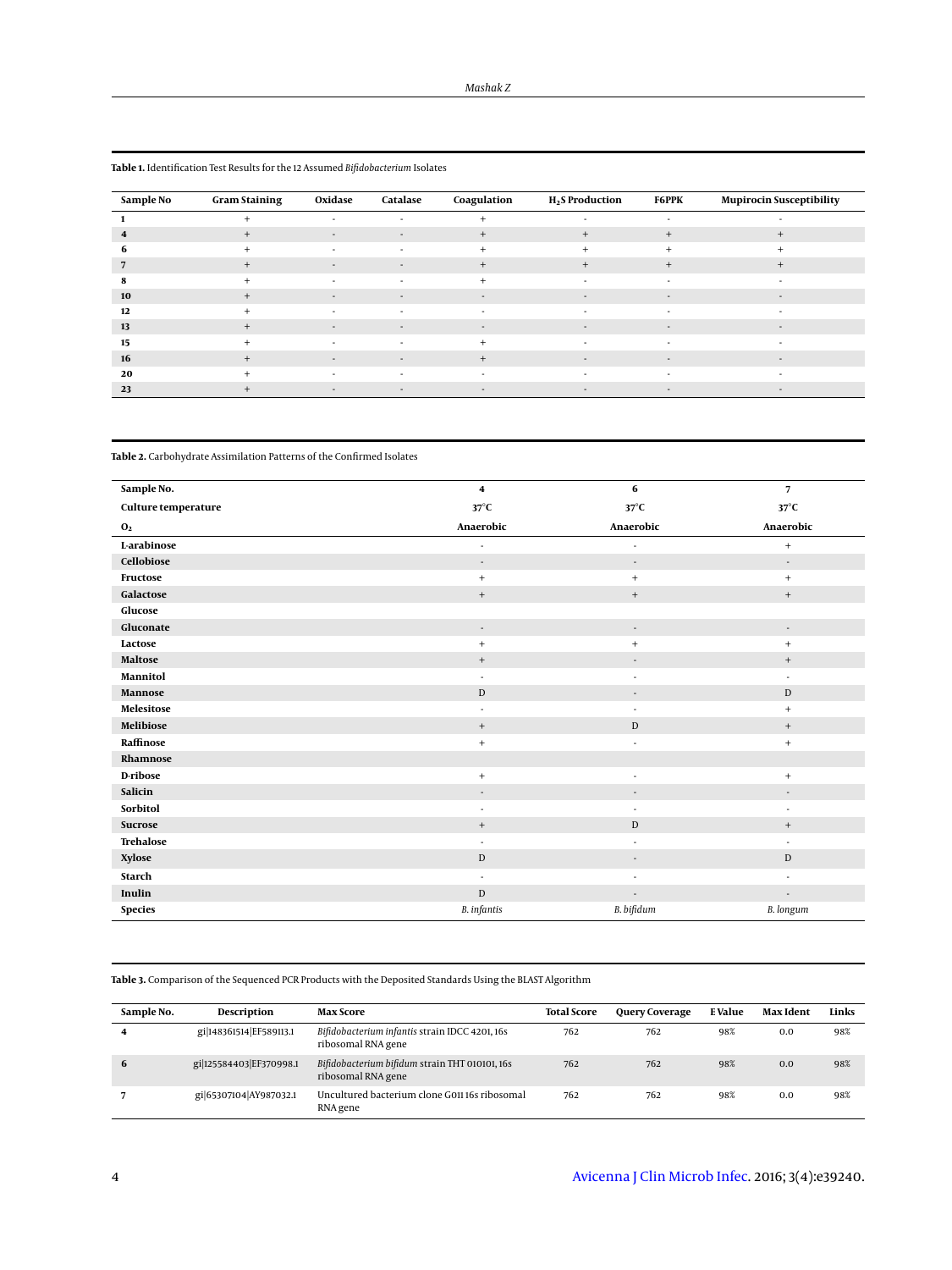**Table 1.** Identification Test Results for the 12 Assumed *Bifidobacterium* Isolates

| Sample No | Gram Staining | Oxidase | Catalase | Coagulation | $H_2S$ Production | F6PPK | Mupirocin Susceptibility |
|---|---|---|---|---|---|---|---|
| **1** | + | - | - | + | - | - | - |
| **4** | + | - | - | + | + | + | + |
| **6** | + | - | - | + | + | + | + |
| **7** | + | - | - | + | + | + | + |
| **8** | + | - | - | + | - | - | - |
| **10** | + | - | - | - | - | - | - |
| **12** | + | - | - | - | - | - | - |
| **13** | + | - | - | - | - | - | - |
| **15** | + | - | - | + | - | - | - |
| **16** | + | - | - | + | - | - | - |
| **20** | + | - | - | - | - | - | - |
| **23** | + | - | - | - | - | - | - |

**Table 2.** Carbohydrate Assimilation Patterns of the Confirmed Isolates

| Sample No. | 4 | 6 | 7 |
|---|---|---|---|
| **Culture temperature** | **37°C** | **37°C** | **37°C** |
| **$O_2$** | **Anaerobic** | **Anaerobic** | **Anaerobic** |
| **L-arabinose** | - | - | + |
| **Cellobiose** | - | - | - |
| **Fructose** | + | + | + |
| **Galactose** | + | + | + |
| **Glucose** | | | |
| **Gluconate** | - | - | - |
| **Lactose** | + | + | + |
| **Maltose** | + | - | + |
| **Mannitol** | - | - | - |
| **Mannose** | D | - | D |
| **Melesitose** | - | - | + |
| **Melibiose** | + | D | + |
| **Raffinose** | + | - | + |
| **Rhamnose** | | | |
| **D-ribose** | + | - | + |
| **Salicin** | - | - | - |
| **Sorbitol** | - | - | - |
| **Sucrose** | + | D | + |
| **Trehalose** | - | - | - |
| **Xylose** | D | - | D |
| **Starch** | - | - | - |
| **Inulin** | D | - | - |
| **Species** | *B. infantis* | *B. bifidum* | *B. longum* |

**Table 3.** Comparison of the Sequenced PCR Products with the Deposited Standards Using the BLAST Algorithm

| Sample No. | Description | Max Score | Total Score | Query Coverage | E Value | Max Ident | Links |
|---|---|---|---|---|---|---|---|
| **4** | gi\|148361514\|EF589113.1 | *Bifidobacterium infantis* strain IDCC 4201, 16s ribosomal RNA gene | 762 | 762 | 98% | 0.0 | 98% |
| **6** | gi\|125584403\|EF370998.1 | *Bifidobacterium bifidum* strain THT 010101, 16s ribosomal RNA gene | 762 | 762 | 98% | 0.0 | 98% |
| **7** | gi\|65307104\|AY987032.1 | Uncultured bacterium clone G011 16s ribosomal RNA gene | 762 | 762 | 98% | 0.0 | 98% |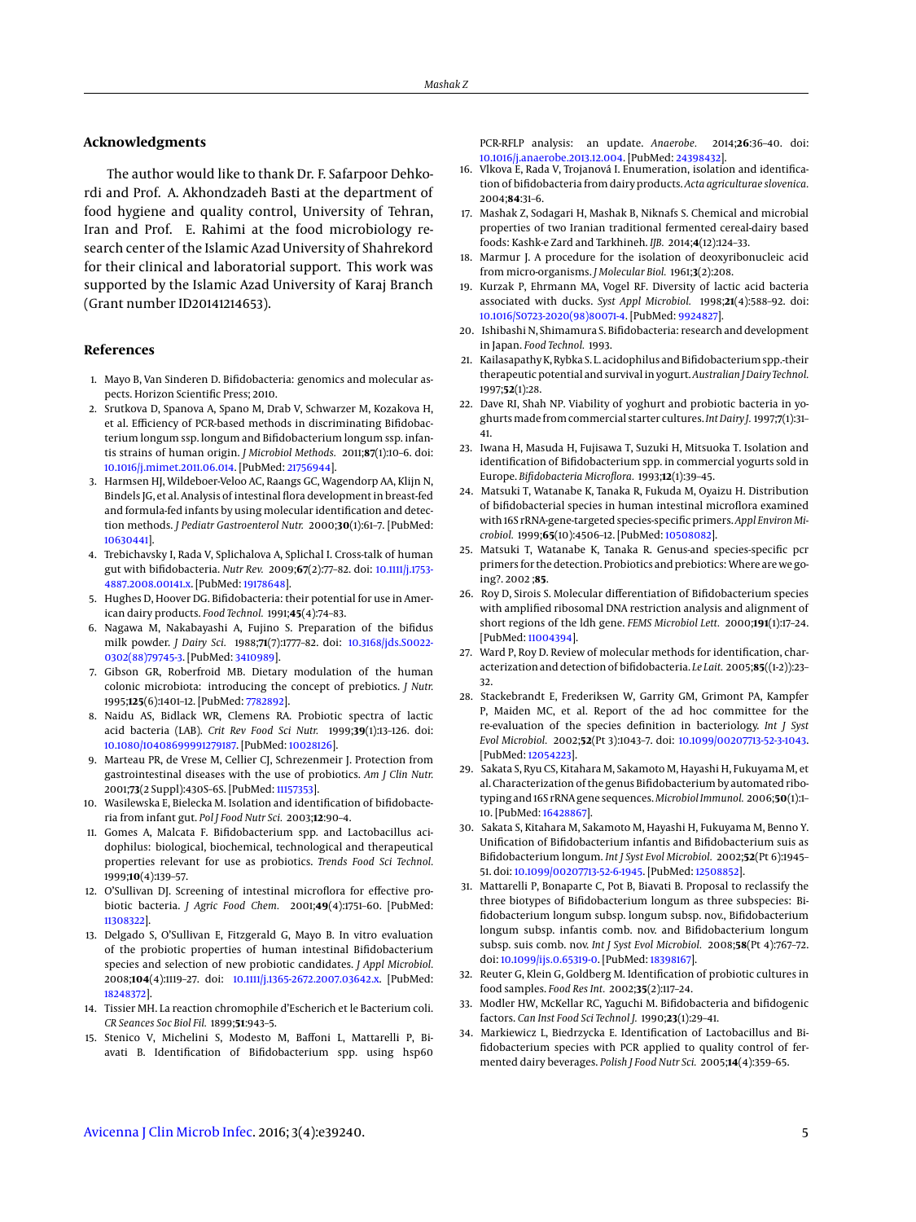## Acknowledgments

The author would like to thank Dr. F. Safarpoor Dehkordi and Prof. A. Akhondzadeh Basti at the department of food hygiene and quality control, University of Tehran, Iran and Prof. E. Rahimi at the food microbiology research center of the Islamic Azad University of Shahrekord for their clinical and laboratorial support. This work was supported by the Islamic Azad University of Karaj Branch (Grant number ID20141214653).

## References

1. Mayo B, Van Sinderen D. Bifidobacteria: genomics and molecular aspects. Horizon Scientific Press; 2010.
2. Srutkova D, Spanova A, Spano M, Drab V, Schwarzer M, Kozakova H, et al. Efficiency of PCR-based methods in discriminating Bifidobacterium longum ssp. longum and Bifidobacterium longum ssp. infantis strains of human origin. *J Microbiol Methods.* 2011;**87**(1):10–6. doi: 10.1016/j.mimet.2011.06.014. [PubMed: 21756944].
3. Harmsen HJ, Wildeboer-Veloo AC, Raangs GC, Wagendorp AA, Klijn N, Bindels JG, et al. Analysis of intestinal flora development in breast-fed and formula-fed infants by using molecular identification and detection methods. *J Pediatr Gastroenterol Nutr.* 2000;**30**(1):61–7. [PubMed: 10630441].
4. Trebichavsky I, Rada V, Splichalova A, Splichal I. Cross-talk of human gut with bifidobacteria. *Nutr Rev.* 2009;**67**(2):77–82. doi: 10.1111/j.1753-4887.2008.00141.x. [PubMed: 19178648].
5. Hughes D, Hoover DG. Bifidobacteria: their potential for use in American dairy products. *Food Technol.* 1991;**45**(4):74–83.
6. Nagawa M, Nakabayashi A, Fujino S. Preparation of the bifidus milk powder. *J Dairy Sci.* 1988;**71**(7):1777–82. doi: 10.3168/jds.S0022-0302(88)79745-3. [PubMed: 3410989].
7. Gibson GR, Roberfroid MB. Dietary modulation of the human colonic microbiota: introducing the concept of prebiotics. *J Nutr.* 1995;**125**(6):1401–12. [PubMed: 7782892].
8. Naidu AS, Bidlack WR, Clemens RA. Probiotic spectra of lactic acid bacteria (LAB). *Crit Rev Food Sci Nutr.* 1999;**39**(1):13–126. doi: 10.1080/10408699991279187. [PubMed: 10028126].
9. Marteau PR, de Vrese M, Cellier CJ, Schrezenmeir J. Protection from gastrointestinal diseases with the use of probiotics. *Am J Clin Nutr.* 2001;**73**(2 Suppl):430S–6S. [PubMed: 11157353].
10. Wasilewska E, Bielecka M. Isolation and identification of bifidobacteria from infant gut. *Pol J Food Nutr Sci.* 2003;**12**:90–4.
11. Gomes A, Malcata F. Bifidobacterium spp. and Lactobacillus acidophilus: biological, biochemical, technological and therapeutical properties relevant for use as probiotics. *Trends Food Sci Technol.* 1999;**10**(4):139–57.
12. O'Sullivan DJ. Screening of intestinal microflora for effective probiotic bacteria. *J Agric Food Chem.* 2001;**49**(4):1751–60. [PubMed: 11308322].
13. Delgado S, O'Sullivan E, Fitzgerald G, Mayo B. In vitro evaluation of the probiotic properties of human intestinal Bifidobacterium species and selection of new probiotic candidates. *J Appl Microbiol.* 2008;**104**(4):1119–27. doi: 10.1111/j.1365-2672.2007.03642.x. [PubMed: 18248372].
14. Tissier MH. La reaction chromophile d'Escherich et le Bacterium coli. *CR Seances Soc Biol Fil.* 1899;**51**:943–5.
15. Stenico V, Michelini S, Modesto M, Baffoni L, Mattarelli P, Biavati B. Identification of Bifidobacterium spp. using hsp60 PCR-RFLP analysis: an update. *Anaerobe.* 2014;**26**:36–40. doi: 10.1016/j.anaerobe.2013.12.004. [PubMed: 24398432].
16. Vlkova E, Rada V, Trojanová I. Enumeration, isolation and identification of bifidobacteria from dairy products. *Acta agriculturae slovenica.* 2004;**84**:31–6.
17. Mashak Z, Sodagari H, Mashak B, Niknafs S. Chemical and microbial properties of two Iranian traditional fermented cereal-dairy based foods: Kashk-e Zard and Tarkhineh. *IJB.* 2014;**4**(12):124–33.
18. Marmur J. A procedure for the isolation of deoxyribonucleic acid from micro-organisms. *J Molecular Biol.* 1961;**3**(2):208.
19. Kurzak P, Ehrmann MA, Vogel RF. Diversity of lactic acid bacteria associated with ducks. *Syst Appl Microbiol.* 1998;**21**(4):588–92. doi: 10.1016/S0723-2020(98)80071-4. [PubMed: 9924827].
20. Ishibashi N, Shimamura S. Bifidobacteria: research and development in Japan. *Food Technol.* 1993.
21. Kailasapathy K, Rybka S. L. acidophilus and Bifidobacterium spp.-their therapeutic potential and survival in yogurt. *Australian J Dairy Technol.* 1997;**52**(1):28.
22. Dave RI, Shah NP. Viability of yoghurt and probiotic bacteria in yoghurts made from commercial starter cultures. *Int Dairy J.* 1997;**7**(1):31–41.
23. Iwana H, Masuda H, Fujisawa T, Suzuki H, Mitsuoka T. Isolation and identification of Bifidobacterium spp. in commercial yogurts sold in Europe. *Bifidobacteria Microflora.* 1993;**12**(1):39–45.
24. Matsuki T, Watanabe K, Tanaka R, Fukuda M, Oyaizu H. Distribution of bifidobacterial species in human intestinal microflora examined with 16S rRNA-gene-targeted species-specific primers. *Appl Environ Microbiol.* 1999;**65**(10):4506–12. [PubMed: 10508082].
25. Matsuki T, Watanabe K, Tanaka R. Genus-and species-specific pcr primers for the detection. Probiotics and prebiotics: Where are we going?. 2002 ;**85**.
26. Roy D, Sirois S. Molecular differentiation of Bifidobacterium species with amplified ribosomal DNA restriction analysis and alignment of short regions of the ldh gene. *FEMS Microbiol Lett.* 2000;**191**(1):17–24. [PubMed: 11004394].
27. Ward P, Roy D. Review of molecular methods for identification, characterization and detection of bifidobacteria. *Le Lait.* 2005;**85**((1-2)):23–32.
28. Stackebrandt E, Frederiksen W, Garrity GM, Grimont PA, Kampfer P, Maiden MC, et al. Report of the ad hoc committee for the re-evaluation of the species definition in bacteriology. *Int J Syst Evol Microbiol.* 2002;**52**(Pt 3):1043–7. doi: 10.1099/00207713-52-3-1043. [PubMed: 12054223].
29. Sakata S, Ryu CS, Kitahara M, Sakamoto M, Hayashi H, Fukuyama M, et al. Characterization of the genus Bifidobacterium by automated ribotyping and 16S rRNA gene sequences. *Microbiol Immunol.* 2006;**50**(1):1–10. [PubMed: 16428867].
30. Sakata S, Kitahara M, Sakamoto M, Hayashi H, Fukuyama M, Benno Y. Unification of Bifidobacterium infantis and Bifidobacterium suis as Bifidobacterium longum. *Int J Syst Evol Microbiol.* 2002;**52**(Pt 6):1945–51. doi: 10.1099/00207713-52-6-1945. [PubMed: 12508852].
31. Mattarelli P, Bonaparte C, Pot B, Biavati B. Proposal to reclassify the three biotypes of Bifidobacterium longum as three subspecies: Bifidobacterium longum subsp. longum subsp. nov., Bifidobacterium longum subsp. infantis comb. nov. and Bifidobacterium longum subsp. suis comb. nov. *Int J Syst Evol Microbiol.* 2008;**58**(Pt 4):767–72. doi: 10.1099/ijs.0.65319-0. [PubMed: 18398167].
32. Reuter G, Klein G, Goldberg M. Identification of probiotic cultures in food samples. *Food Res Int.* 2002;**35**(2):117–24.
33. Modler HW, McKellar RC, Yaguchi M. Bifidobacteria and bifidogenic factors. *Can Inst Food Sci Technol J.* 1990;**23**(1):29–41.
34. Markiewicz L, Biedrzycka E. Identification of Lactobacillus and Bifidobacterium species with PCR applied to quality control of fermented dairy beverages. *Polish J Food Nutr Sci.* 2005;**14**(4):359–65.